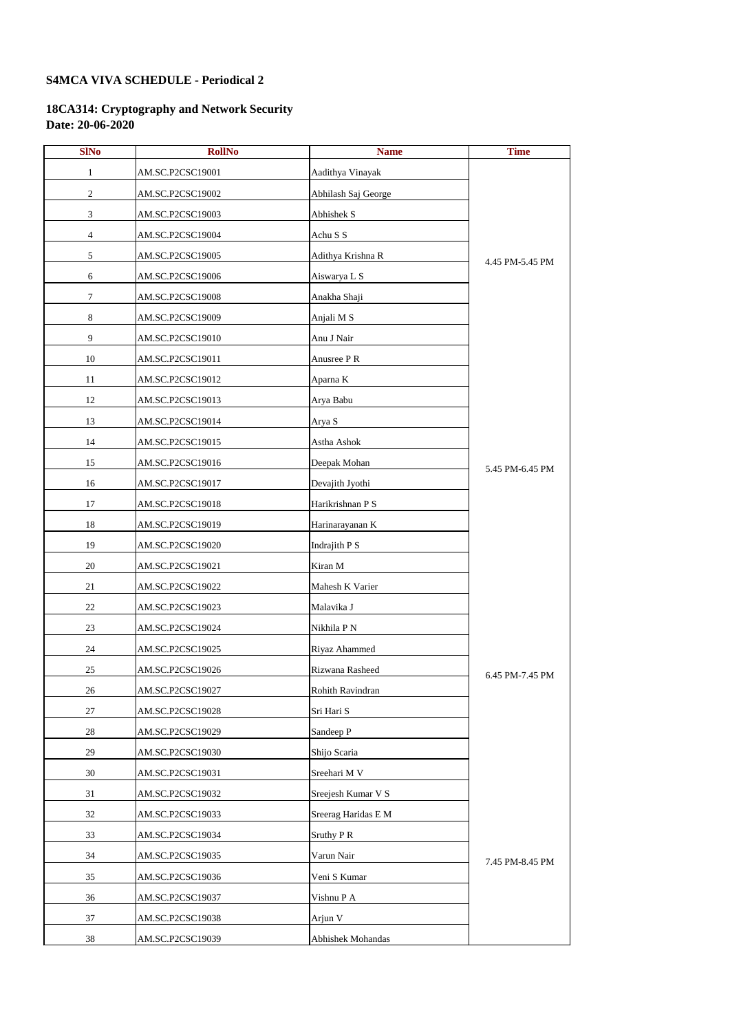**S4MCA VIVA SCHEDULE - Periodical 2**

**18CA314: Cryptography and Network Security**
**Date: 20-06-2020**

| SlNo | RollNo | Name | Time |
|---|---|---|---|
| 1 | AM.SC.P2CSC19001 | Aadithya Vinayak | 4.45 PM-5.45 PM |
| 2 | AM.SC.P2CSC19002 | Abhilash Saj George | |
| 3 | AM.SC.P2CSC19003 | Abhishek S | |
| 4 | AM.SC.P2CSC19004 | Achu S S | |
| 5 | AM.SC.P2CSC19005 | Adithya Krishna R | |
| 6 | AM.SC.P2CSC19006 | Aiswarya L S | |
| 7 | AM.SC.P2CSC19008 | Anakha Shaji | |
| 8 | AM.SC.P2CSC19009 | Anjali M S | |
| 9 | AM.SC.P2CSC19010 | Anu J Nair | |
| 10 | AM.SC.P2CSC19011 | Anusree P R | 5.45 PM-6.45 PM |
| 11 | AM.SC.P2CSC19012 | Aparna K | |
| 12 | AM.SC.P2CSC19013 | Arya Babu | |
| 13 | AM.SC.P2CSC19014 | Arya S | |
| 14 | AM.SC.P2CSC19015 | Astha Ashok | |
| 15 | AM.SC.P2CSC19016 | Deepak Mohan | |
| 16 | AM.SC.P2CSC19017 | Devajith Jyothi | |
| 17 | AM.SC.P2CSC19018 | Harikrishnan P S | |
| 18 | AM.SC.P2CSC19019 | Harinarayanan K | |
| 19 | AM.SC.P2CSC19020 | Indrajith P S | |
| 20 | AM.SC.P2CSC19021 | Kiran M | 6.45 PM-7.45 PM |
| 21 | AM.SC.P2CSC19022 | Mahesh K Varier | |
| 22 | AM.SC.P2CSC19023 | Malavika J | |
| 23 | AM.SC.P2CSC19024 | Nikhila P N | |
| 24 | AM.SC.P2CSC19025 | Riyaz Ahammed | |
| 25 | AM.SC.P2CSC19026 | Rizwana Rasheed | |
| 26 | AM.SC.P2CSC19027 | Rohith Ravindran | |
| 27 | AM.SC.P2CSC19028 | Sri Hari S | |
| 28 | AM.SC.P2CSC19029 | Sandeep P | |
| 29 | AM.SC.P2CSC19030 | Shijo Scaria | |
| 30 | AM.SC.P2CSC19031 | Sreehari M V | 7.45 PM-8.45 PM |
| 31 | AM.SC.P2CSC19032 | Sreejesh Kumar V S | |
| 32 | AM.SC.P2CSC19033 | Sreerag Haridas E M | |
| 33 | AM.SC.P2CSC19034 | Sruthy P R | |
| 34 | AM.SC.P2CSC19035 | Varun Nair | |
| 35 | AM.SC.P2CSC19036 | Veni S Kumar | |
| 36 | AM.SC.P2CSC19037 | Vishnu P A | |
| 37 | AM.SC.P2CSC19038 | Arjun V | |
| 38 | AM.SC.P2CSC19039 | Abhishek Mohandas | |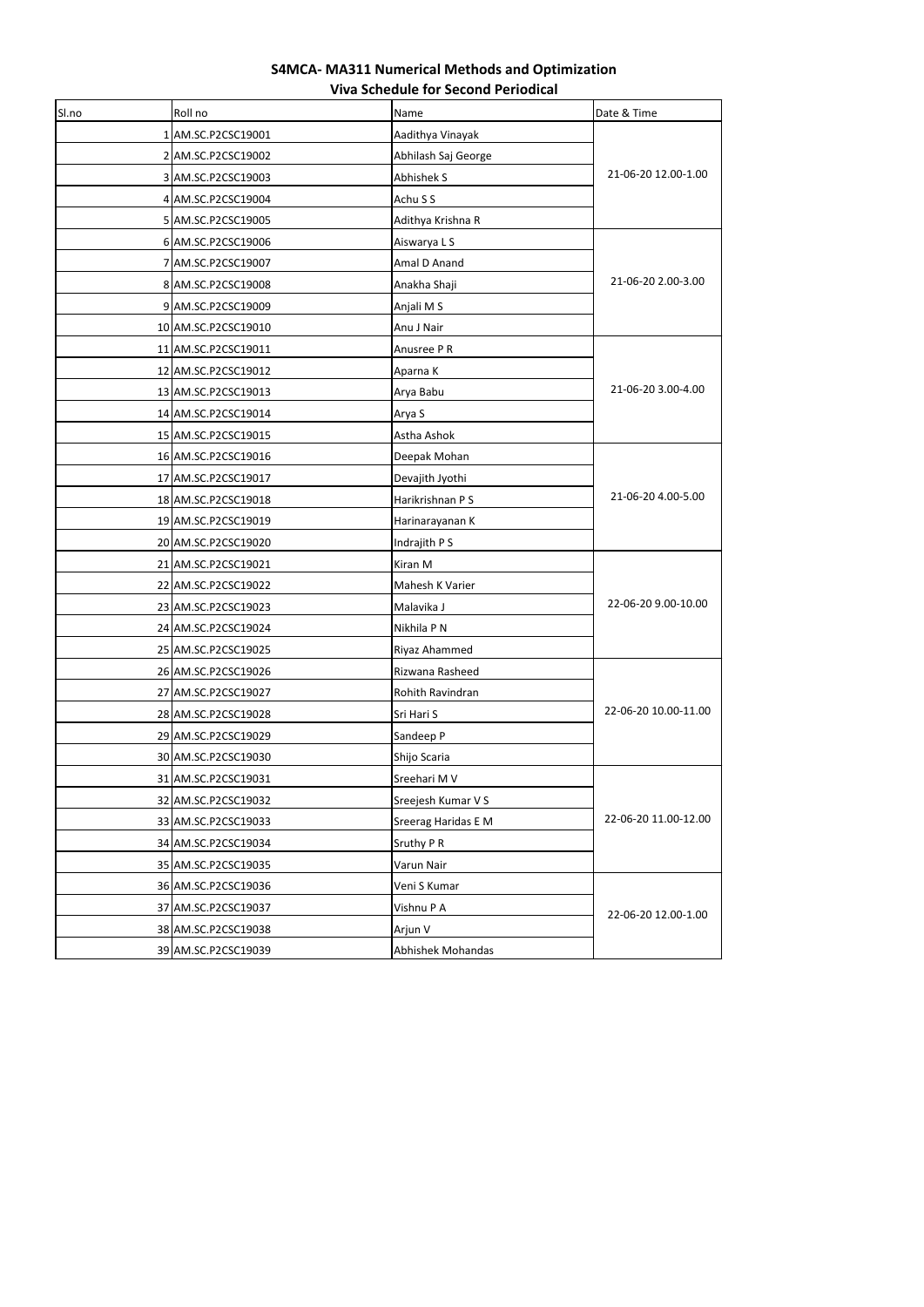**S4MCA- MA311 Numerical Methods and Optimization**

**Viva Schedule for Second Periodical**

| Sl.no | Roll no | Name | Date & Time |
|---|---|---|---|
| 1 | AM.SC.P2CSC19001 | Aadithya Vinayak | 21-06-20 12.00-1.00 |
| 2 | AM.SC.P2CSC19002 | Abhilash Saj George | |
| 3 | AM.SC.P2CSC19003 | Abhishek S | |
| 4 | AM.SC.P2CSC19004 | Achu S S | |
| 5 | AM.SC.P2CSC19005 | Adithya Krishna R | |
| 6 | AM.SC.P2CSC19006 | Aiswarya L S | 21-06-20 2.00-3.00 |
| 7 | AM.SC.P2CSC19007 | Amal D Anand | |
| 8 | AM.SC.P2CSC19008 | Anakha Shaji | |
| 9 | AM.SC.P2CSC19009 | Anjali M S | |
| 10 | AM.SC.P2CSC19010 | Anu J Nair | |
| 11 | AM.SC.P2CSC19011 | Anusree P R | 21-06-20 3.00-4.00 |
| 12 | AM.SC.P2CSC19012 | Aparna K | |
| 13 | AM.SC.P2CSC19013 | Arya Babu | |
| 14 | AM.SC.P2CSC19014 | Arya S | |
| 15 | AM.SC.P2CSC19015 | Astha Ashok | |
| 16 | AM.SC.P2CSC19016 | Deepak Mohan | 21-06-20 4.00-5.00 |
| 17 | AM.SC.P2CSC19017 | Devajith Jyothi | |
| 18 | AM.SC.P2CSC19018 | Harikrishnan P S | |
| 19 | AM.SC.P2CSC19019 | Harinarayanan K | |
| 20 | AM.SC.P2CSC19020 | Indrajith P S | |
| 21 | AM.SC.P2CSC19021 | Kiran M | 22-06-20 9.00-10.00 |
| 22 | AM.SC.P2CSC19022 | Mahesh K Varier | |
| 23 | AM.SC.P2CSC19023 | Malavika J | |
| 24 | AM.SC.P2CSC19024 | Nikhila P N | |
| 25 | AM.SC.P2CSC19025 | Riyaz Ahammed | |
| 26 | AM.SC.P2CSC19026 | Rizwana Rasheed | 22-06-20 10.00-11.00 |
| 27 | AM.SC.P2CSC19027 | Rohith Ravindran | |
| 28 | AM.SC.P2CSC19028 | Sri Hari S | |
| 29 | AM.SC.P2CSC19029 | Sandeep P | |
| 30 | AM.SC.P2CSC19030 | Shijo Scaria | |
| 31 | AM.SC.P2CSC19031 | Sreehari M V | 22-06-20 11.00-12.00 |
| 32 | AM.SC.P2CSC19032 | Sreejesh Kumar V S | |
| 33 | AM.SC.P2CSC19033 | Sreerag Haridas E M | |
| 34 | AM.SC.P2CSC19034 | Sruthy P R | |
| 35 | AM.SC.P2CSC19035 | Varun Nair | |
| 36 | AM.SC.P2CSC19036 | Veni S Kumar | 22-06-20 12.00-1.00 |
| 37 | AM.SC.P2CSC19037 | Vishnu P A | |
| 38 | AM.SC.P2CSC19038 | Arjun V | |
| 39 | AM.SC.P2CSC19039 | Abhishek Mohandas | |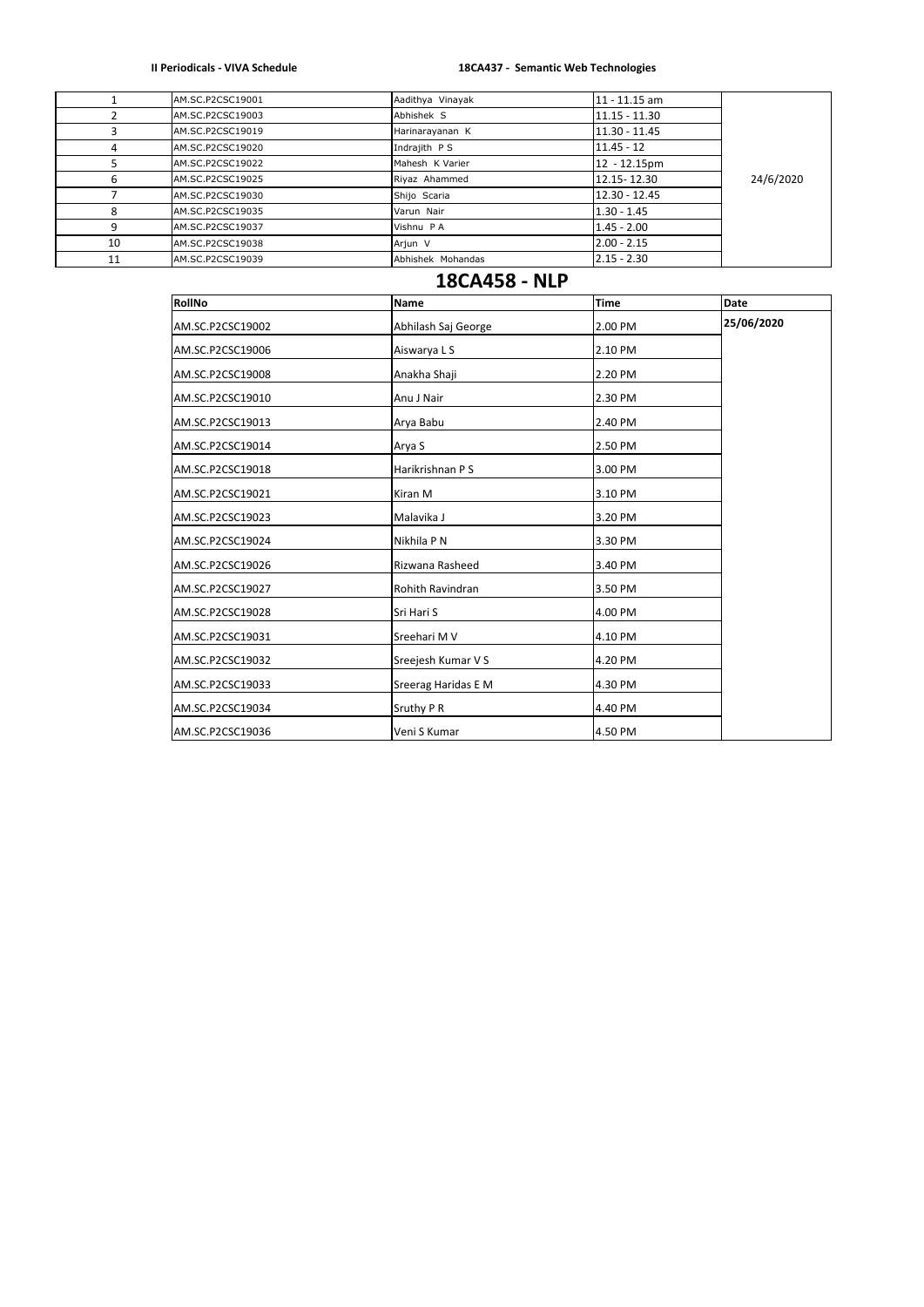**II Periodicals - VIVA Schedule** **18CA437 - Semantic Web Technologies**

| | | | | |
|---|---|---|---|---|
| 1 | AM.SC.P2CSC19001 | Aadithya Vinayak | 11 - 11.15 am | 24/6/2020 |
| 2 | AM.SC.P2CSC19003 | Abhishek S | 11.15 - 11.30 | |
| 3 | AM.SC.P2CSC19019 | Harinarayanan K | 11.30 - 11.45 | |
| 4 | AM.SC.P2CSC19020 | Indrajith P S | 11.45 - 12 | |
| 5 | AM.SC.P2CSC19022 | Mahesh K Varier | 12 - 12.15pm | |
| 6 | AM.SC.P2CSC19025 | Riyaz Ahammed | 12.15- 12.30 | |
| 7 | AM.SC.P2CSC19030 | Shijo Scaria | 12.30 - 12.45 | |
| 8 | AM.SC.P2CSC19035 | Varun Nair | 1.30 - 1.45 | |
| 9 | AM.SC.P2CSC19037 | Vishnu P A | 1.45 - 2.00 | |
| 10 | AM.SC.P2CSC19038 | Arjun V | 2.00 - 2.15 | |
| 11 | AM.SC.P2CSC19039 | Abhishek Mohandas | 2.15 - 2.30 | |

## 18CA458 - NLP

| RollNo | Name | Time | Date |
|---|---|---|---|
| AM.SC.P2CSC19002 | Abhilash Saj George | 2.00 PM | 25/06/2020 |
| AM.SC.P2CSC19006 | Aiswarya L S | 2.10 PM | |
| AM.SC.P2CSC19008 | Anakha Shaji | 2.20 PM | |
| AM.SC.P2CSC19010 | Anu J Nair | 2.30 PM | |
| AM.SC.P2CSC19013 | Arya Babu | 2.40 PM | |
| AM.SC.P2CSC19014 | Arya S | 2.50 PM | |
| AM.SC.P2CSC19018 | Harikrishnan P S | 3.00 PM | |
| AM.SC.P2CSC19021 | Kiran M | 3.10 PM | |
| AM.SC.P2CSC19023 | Malavika J | 3.20 PM | |
| AM.SC.P2CSC19024 | Nikhila P N | 3.30 PM | |
| AM.SC.P2CSC19026 | Rizwana Rasheed | 3.40 PM | |
| AM.SC.P2CSC19027 | Rohith Ravindran | 3.50 PM | |
| AM.SC.P2CSC19028 | Sri Hari S | 4.00 PM | |
| AM.SC.P2CSC19031 | Sreehari M V | 4.10 PM | |
| AM.SC.P2CSC19032 | Sreejesh Kumar V S | 4.20 PM | |
| AM.SC.P2CSC19033 | Sreerag Haridas E M | 4.30 PM | |
| AM.SC.P2CSC19034 | Sruthy P R | 4.40 PM | |
| AM.SC.P2CSC19036 | Veni S Kumar | 4.50 PM | |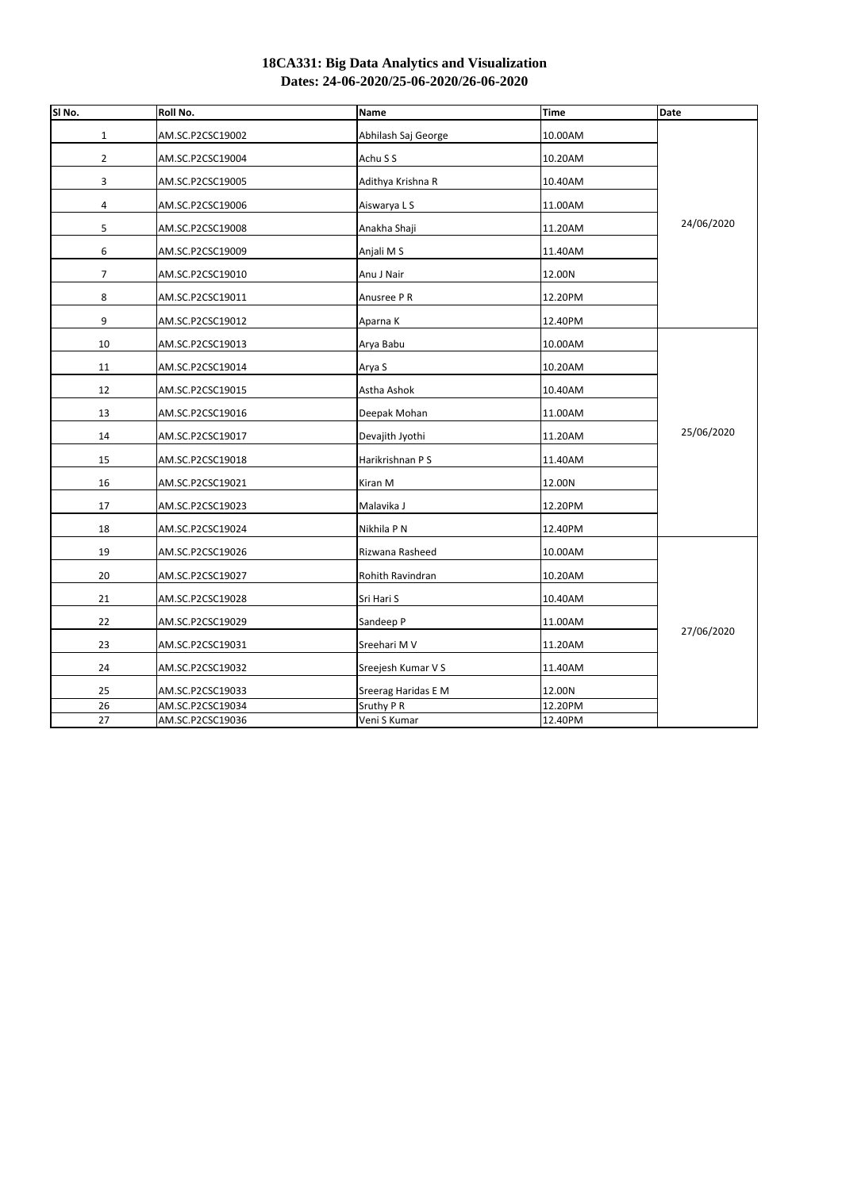# 18CA331: Big Data Analytics and Visualization
## Dates: 24-06-2020/25-06-2020/26-06-2020

| Sl No. | Roll No. | Name | Time | Date |
|---|---|---|---|---|
| 1 | AM.SC.P2CSC19002 | Abhilash Saj George | 10.00AM | 24/06/2020 |
| 2 | AM.SC.P2CSC19004 | Achu S S | 10.20AM | |
| 3 | AM.SC.P2CSC19005 | Adithya Krishna R | 10.40AM | |
| 4 | AM.SC.P2CSC19006 | Aiswarya L S | 11.00AM | |
| 5 | AM.SC.P2CSC19008 | Anakha Shaji | 11.20AM | |
| 6 | AM.SC.P2CSC19009 | Anjali M S | 11.40AM | |
| 7 | AM.SC.P2CSC19010 | Anu J Nair | 12.00N | |
| 8 | AM.SC.P2CSC19011 | Anusree P R | 12.20PM | |
| 9 | AM.SC.P2CSC19012 | Aparna K | 12.40PM | |
| 10 | AM.SC.P2CSC19013 | Arya Babu | 10.00AM | 25/06/2020 |
| 11 | AM.SC.P2CSC19014 | Arya S | 10.20AM | |
| 12 | AM.SC.P2CSC19015 | Astha Ashok | 10.40AM | |
| 13 | AM.SC.P2CSC19016 | Deepak Mohan | 11.00AM | |
| 14 | AM.SC.P2CSC19017 | Devajith Jyothi | 11.20AM | |
| 15 | AM.SC.P2CSC19018 | Harikrishnan P S | 11.40AM | |
| 16 | AM.SC.P2CSC19021 | Kiran M | 12.00N | |
| 17 | AM.SC.P2CSC19023 | Malavika J | 12.20PM | |
| 18 | AM.SC.P2CSC19024 | Nikhila P N | 12.40PM | |
| 19 | AM.SC.P2CSC19026 | Rizwana Rasheed | 10.00AM | 27/06/2020 |
| 20 | AM.SC.P2CSC19027 | Rohith Ravindran | 10.20AM | |
| 21 | AM.SC.P2CSC19028 | Sri Hari S | 10.40AM | |
| 22 | AM.SC.P2CSC19029 | Sandeep P | 11.00AM | |
| 23 | AM.SC.P2CSC19031 | Sreehari M V | 11.20AM | |
| 24 | AM.SC.P2CSC19032 | Sreejesh Kumar V S | 11.40AM | |
| 25 | AM.SC.P2CSC19033 | Sreerag Haridas E M | 12.00N | |
| 26 | AM.SC.P2CSC19034 | Sruthy P R | 12.20PM | |
| 27 | AM.SC.P2CSC19036 | Veni S Kumar | 12.40PM | |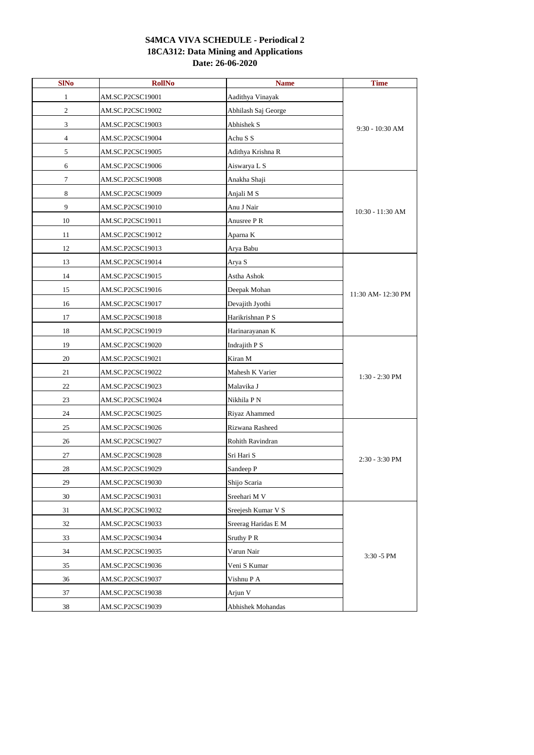**S4MCA VIVA SCHEDULE - Periodical 2**
**18CA312: Data Mining and Applications**
**Date: 26-06-2020**

| SlNo | RollNo | Name | Time |
|---|---|---|---|
| 1 | AM.SC.P2CSC19001 | Aadithya Vinayak | 9:30 - 10:30 AM |
| 2 | AM.SC.P2CSC19002 | Abhilash Saj George | |
| 3 | AM.SC.P2CSC19003 | Abhishek S | |
| 4 | AM.SC.P2CSC19004 | Achu S S | |
| 5 | AM.SC.P2CSC19005 | Adithya Krishna R | |
| 6 | AM.SC.P2CSC19006 | Aiswarya L S | |
| 7 | AM.SC.P2CSC19008 | Anakha Shaji | 10:30 - 11:30 AM |
| 8 | AM.SC.P2CSC19009 | Anjali M S | |
| 9 | AM.SC.P2CSC19010 | Anu J Nair | |
| 10 | AM.SC.P2CSC19011 | Anusree P R | |
| 11 | AM.SC.P2CSC19012 | Aparna K | |
| 12 | AM.SC.P2CSC19013 | Arya Babu | |
| 13 | AM.SC.P2CSC19014 | Arya S | 11:30 AM- 12:30 PM |
| 14 | AM.SC.P2CSC19015 | Astha Ashok | |
| 15 | AM.SC.P2CSC19016 | Deepak Mohan | |
| 16 | AM.SC.P2CSC19017 | Devajith Jyothi | |
| 17 | AM.SC.P2CSC19018 | Harikrishnan P S | |
| 18 | AM.SC.P2CSC19019 | Harinarayanan K | |
| 19 | AM.SC.P2CSC19020 | Indrajith P S | 1:30 - 2:30 PM |
| 20 | AM.SC.P2CSC19021 | Kiran M | |
| 21 | AM.SC.P2CSC19022 | Mahesh K Varier | |
| 22 | AM.SC.P2CSC19023 | Malavika J | |
| 23 | AM.SC.P2CSC19024 | Nikhila P N | |
| 24 | AM.SC.P2CSC19025 | Riyaz Ahammed | |
| 25 | AM.SC.P2CSC19026 | Rizwana Rasheed | 2:30 - 3:30 PM |
| 26 | AM.SC.P2CSC19027 | Rohith Ravindran | |
| 27 | AM.SC.P2CSC19028 | Sri Hari S | |
| 28 | AM.SC.P2CSC19029 | Sandeep P | |
| 29 | AM.SC.P2CSC19030 | Shijo Scaria | |
| 30 | AM.SC.P2CSC19031 | Sreehari M V | |
| 31 | AM.SC.P2CSC19032 | Sreejesh Kumar V S | 3:30 -5 PM |
| 32 | AM.SC.P2CSC19033 | Sreerag Haridas E M | |
| 33 | AM.SC.P2CSC19034 | Sruthy P R | |
| 34 | AM.SC.P2CSC19035 | Varun Nair | |
| 35 | AM.SC.P2CSC19036 | Veni S Kumar | |
| 36 | AM.SC.P2CSC19037 | Vishnu P A | |
| 37 | AM.SC.P2CSC19038 | Arjun V | |
| 38 | AM.SC.P2CSC19039 | Abhishek Mohandas | |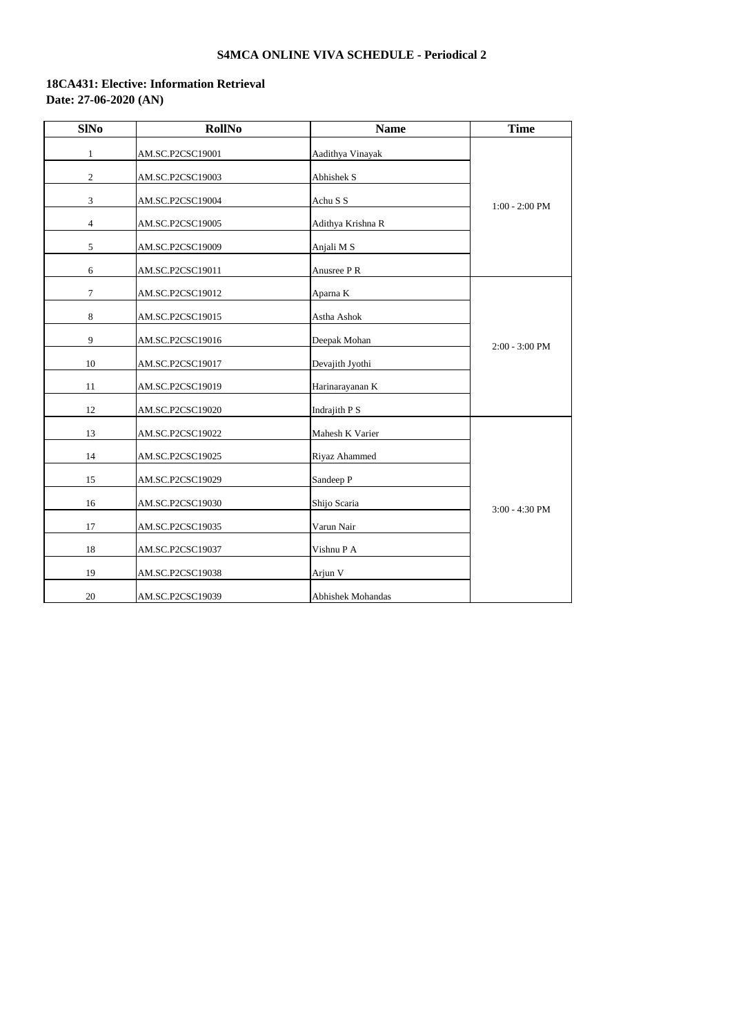**S4MCA ONLINE VIVA SCHEDULE - Periodical 2**

**18CA431: Elective: Information Retrieval**
**Date: 27-06-2020 (AN)**

| SlNo | RollNo | Name | Time |
|---|---|---|---|
| 1 | AM.SC.P2CSC19001 | Aadithya Vinayak | 1:00 - 2:00 PM |
| 2 | AM.SC.P2CSC19003 | Abhishek S | |
| 3 | AM.SC.P2CSC19004 | Achu S S | |
| 4 | AM.SC.P2CSC19005 | Adithya Krishna R | |
| 5 | AM.SC.P2CSC19009 | Anjali M S | |
| 6 | AM.SC.P2CSC19011 | Anusree P R | |
| 7 | AM.SC.P2CSC19012 | Aparna K | 2:00 - 3:00 PM |
| 8 | AM.SC.P2CSC19015 | Astha Ashok | |
| 9 | AM.SC.P2CSC19016 | Deepak Mohan | |
| 10 | AM.SC.P2CSC19017 | Devajith Jyothi | |
| 11 | AM.SC.P2CSC19019 | Harinarayanan K | |
| 12 | AM.SC.P2CSC19020 | Indrajith P S | |
| 13 | AM.SC.P2CSC19022 | Mahesh K Varier | 3:00 - 4:30 PM |
| 14 | AM.SC.P2CSC19025 | Riyaz Ahammed | |
| 15 | AM.SC.P2CSC19029 | Sandeep P | |
| 16 | AM.SC.P2CSC19030 | Shijo Scaria | |
| 17 | AM.SC.P2CSC19035 | Varun Nair | |
| 18 | AM.SC.P2CSC19037 | Vishnu P A | |
| 19 | AM.SC.P2CSC19038 | Arjun V | |
| 20 | AM.SC.P2CSC19039 | Abhishek Mohandas | |